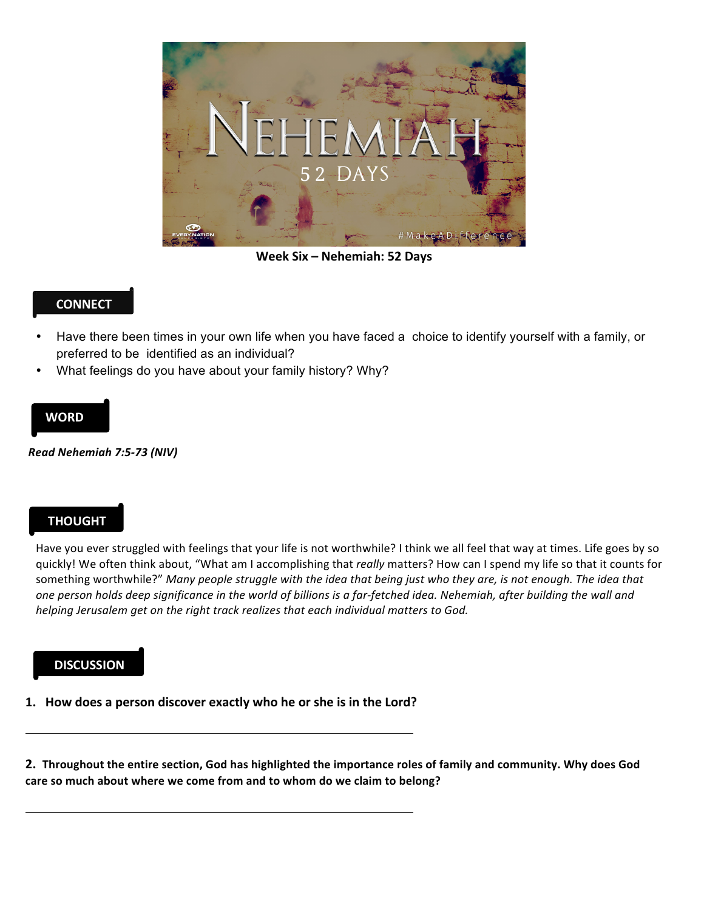**Week Six – Nehemiah: 52 Days**

## CONNECT

- Have there been times in your own life when you have faced a choice to identify yourself with a family, or preferred to be identified as an individual?
- What feelings do you have about your family history? Why?

## WORD

***Read Nehemiah 7:5-73 (NIV)***

## THOUGHT

Have you ever struggled with feelings that your life is not worthwhile? I think we all feel that way at times. Life goes by so quickly! We often think about, "What am I accomplishing that *really* matters? How can I spend my life so that it counts for something worthwhile?" *Many people struggle with the idea that being just who they are, is not enough. The idea that one person holds deep significance in the world of billions is a far-fetched idea. Nehemiah, after building the wall and helping Jerusalem get on the right track realizes that each individual matters to God.*

## DISCUSSION

**1. How does a person discover exactly who he or she is in the Lord?**

---

**2. Throughout the entire section, God has highlighted the importance roles of family and community. Why does God care so much about where we come from and to whom do we claim to belong?**

---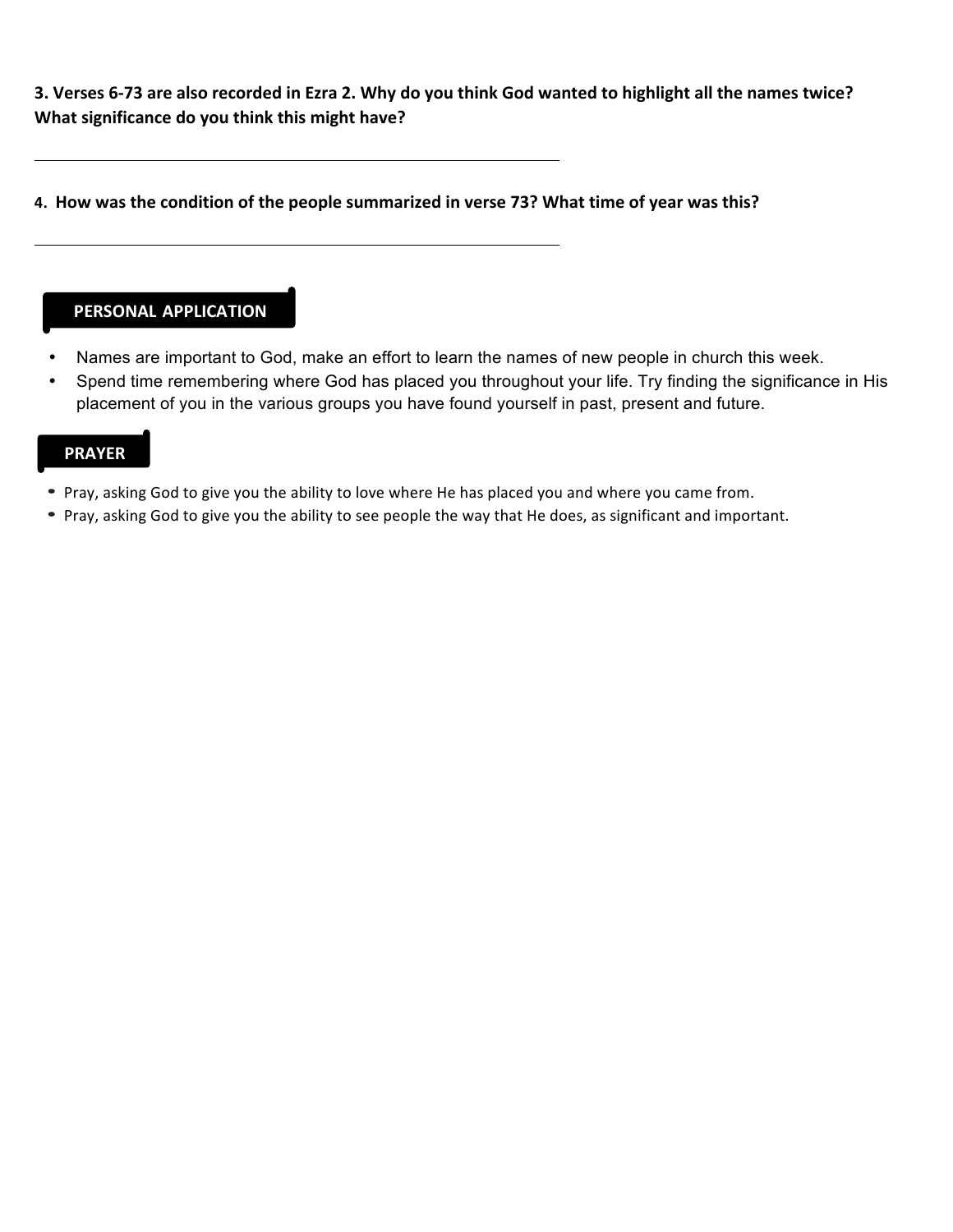**3. Verses 6-73 are also recorded in Ezra 2. Why do you think God wanted to highlight all the names twice? What significance do you think this might have?**

\_\_\_\_\_\_\_\_\_\_\_\_\_\_\_\_\_\_\_\_\_\_\_\_\_\_\_\_\_\_\_\_\_\_\_\_\_\_\_\_\_\_\_\_\_\_\_\_\_\_\_\_\_\_\_\_\_\_\_\_

**4. How was the condition of the people summarized in verse 73? What time of year was this?**

\_\_\_\_\_\_\_\_\_\_\_\_\_\_\_\_\_\_\_\_\_\_\_\_\_\_\_\_\_\_\_\_\_\_\_\_\_\_\_\_\_\_\_\_\_\_\_\_\_\_\_\_\_\_\_\_\_\_\_\_

## PERSONAL APPLICATION

- Names are important to God, make an effort to learn the names of new people in church this week.
- Spend time remembering where God has placed you throughout your life. Try finding the significance in His placement of you in the various groups you have found yourself in past, present and future.

## PRAYER

- Pray, asking God to give you the ability to love where He has placed you and where you came from.
- Pray, asking God to give you the ability to see people the way that He does, as significant and important.